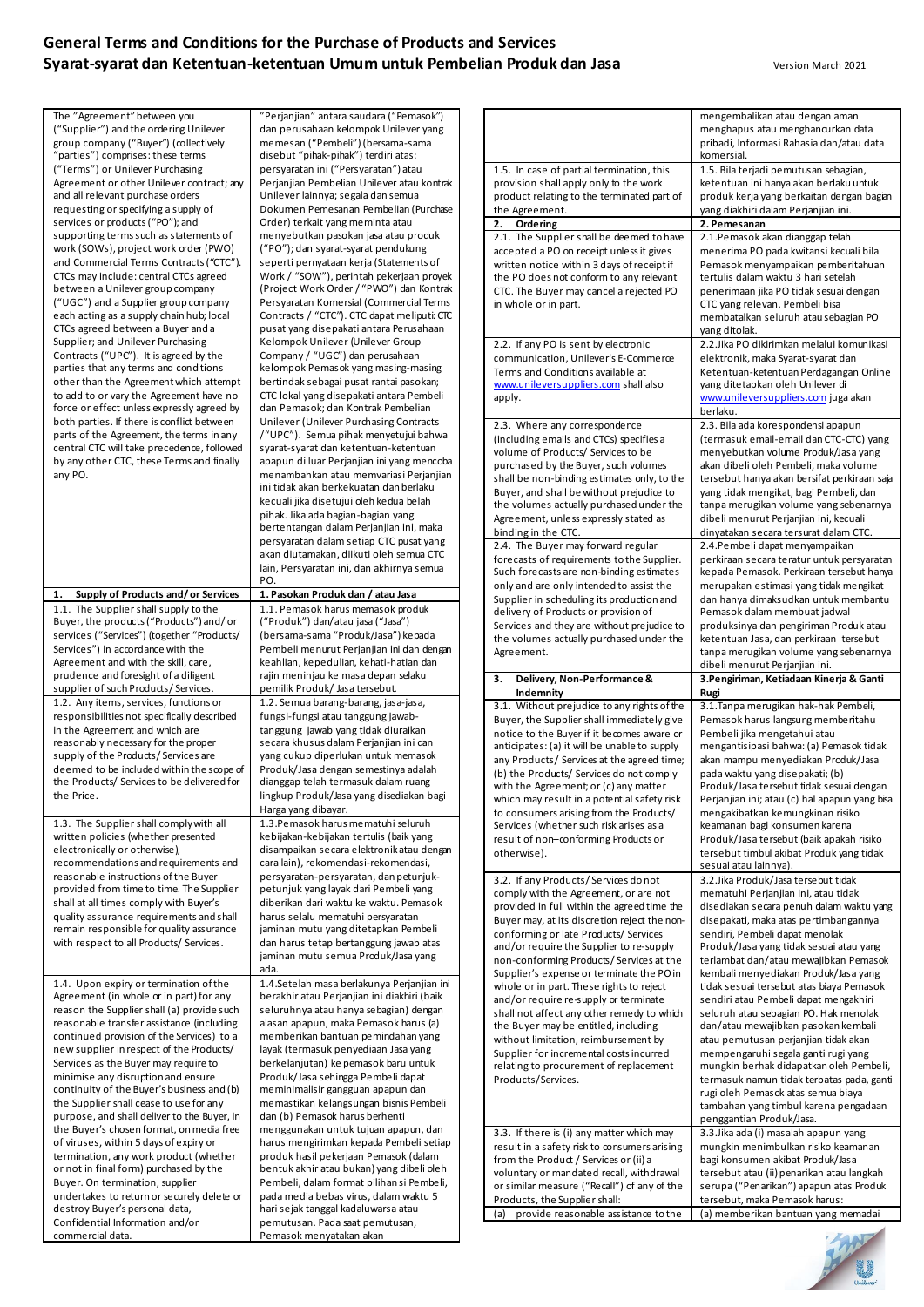# General Terms and Conditions for the Purchase of Products and Services
# Syarat-syarat dan Ketentuan-ketentuan Umum untuk Pembelian Produk dan Jasa

Version March 2021

| English | Bahasa Indonesia |
|---|---|
| The "Agreement" between you ("Supplier") and the ordering Unilever group company ("Buyer") (collectively "parties") comprises: these terms ("Terms") or Unilever Purchasing Agreement or other Unilever contract; any and all relevant purchase orders requesting or specifying a supply of services or products ("PO"); and supporting terms such as statements of work (SOWs), project work order (PWO) and Commercial Terms Contracts ("CTC"). CTCs may include: central CTCs agreed between a Unilever group company ("UGC") and a Supplier group company each acting as a supply chain hub; local CTCs agreed between a Buyer and a Supplier; and Unilever Purchasing Contracts ("UPC"). It is agreed by the parties that any terms and conditions other than the Agreement which attempt to add to or vary the Agreement have no force or effect unless expressly agreed by both parties. If there is conflict between parts of the Agreement, the terms in any central CTC will take precedence, followed by any other CTC, these Terms and finally any PO. | "Perjanjian" antara saudara ("Pemasok") dan perusahaan kelompok Unilever yang memesan ("Pembeli") (bersama-sama disebut "pihak-pihak") terdiri atas: persyaratan ini ("Persyaratan") atau Perjanjian Pembelian Unilever atau kontrak Unilever lainnya; segala dan semua Dokumen Pemesanan Pembelian (Purchase Order) terkait yang meminta atau menyebutkan pasokan jasa atau produk ("PO"); dan syarat-syarat pendukung seperti pernyataan kerja (Statements of Work / "SOW"), perintah pekerjaan proyek (Project Work Order / "PWO") dan Kontrak Persyaratan Komersial (Commercial Terms Contracts / "CTC"). CTC dapat meliputi: CTC pusat yang disepakati antara Perusahaan Kelompok Unilever (Unilever Group Company / "UGC") dan perusahaan kelompok Pemasok yang masing-masing bertindak sebagai pusat rantai pasokan; CTC lokal yang disepakati antara Pembeli dan Pemasok; dan Kontrak Pembelian Unilever (Unilever Purchasing Contracts /"UPC"). Semua pihak menyetujui bahwa syarat-syarat dan ketentuan-ketentuan apapun di luar Perjanjian ini yang mencoba menambahkan atau memvariasi Perjanjian ini tidak akan berkekuatan dan berlaku kecuali jika disetujui oleh kedua belah pihak. Jika ada bagian-bagian yang bertentangan dalam Perjanjian ini, maka persyaratan dalam setiap CTC pusat yang akan diutamakan, diikuti oleh semua CTC lain, Persyaratan ini, dan akhirnya semua PO. |
| **1. Supply of Products and/ or Services** | **1. Pasokan Produk dan / atau Jasa** |
| 1.1. The Supplier shall supply to the Buyer, the products ("Products") and/ or services ("Services") (together "Products/ Services") in accordance with the Agreement and with the skill, care, prudence and foresight of a diligent supplier of such Products/ Services. | 1.1. Pemasok harus memasok produk ("Produk") dan/atau jasa ("Jasa") (bersama-sama "Produk/Jasa") kepada Pembeli menurut Perjanjian ini dan dengan keahlian, kepedulian, kehati-hatian dan rajin meninjau ke masa depan selaku pemilik Produk/ Jasa tersebut. |
| 1.2. Any items, services, functions or responsibilities not specifically described in the Agreement and which are reasonably necessary for the proper supply of the Products/ Services are deemed to be included within the scope of the Products/ Services to be delivered for the Price. | 1.2. Semua barang-barang, jasa-jasa, fungsi-fungsi atau tanggung jawab-tanggung jawab yang tidak diuraikan secara khusus dalam Perjanjian ini dan yang cukup diperlukan untuk memasok Produk/Jasa dengan semestinya adalah dianggap telah termasuk dalam ruang lingkup Produk/Jasa yang disediakan bagi Harga yang dibayar. |
| 1.3. The Supplier shall comply with all written policies (whether presented electronically or otherwise), recommendations and requirements and reasonable instructions of the Buyer provided from time to time. The Supplier shall at all times comply with Buyer's quality assurance requirements and shall remain responsible for quality assurance with respect to all Products/ Services. | 1.3.Pemasok harus mematuhi seluruh kebijakan-kebijakan tertulis (baik yang disampaikan secara elektronik atau dengan cara lain), rekomendasi-rekomendasi, persyaratan-persyaratan, dan petunjuk-petunjuk yang layak dari Pembeli yang diberikan dari waktu ke waktu. Pemasok harus selalu mematuhi persyaratan jaminan mutu yang ditetapkan Pembeli dan harus tetap bertanggung jawab atas jaminan mutu semua Produk/Jasa yang ada. |
| 1.4. Upon expiry or termination of the Agreement (in whole or in part) for any reason the Supplier shall (a) provide such reasonable transfer assistance (including continued provision of the Services) to a new supplier in respect of the Products/ Services as the Buyer may require to minimise any disruption and ensure continuity of the Buyer's business and (b) the Supplier shall cease to use for any purpose, and shall deliver to the Buyer, in the Buyer's chosen format, on media free of viruses, within 5 days of expiry or termination, any work product (whether or not in final form) purchased by the Buyer. On termination, supplier undertakes to return or securely delete or destroy Buyer's personal data, Confidential Information and/or commercial data. | 1.4.Setelah masa berlakunya Perjanjian ini berakhir atau Perjanjian ini diakhiri (baik seluruhnya atau hanya sebagian) dengan alasan apapun, maka Pemasok harus (a) memberikan bantuan pemindahan yang layak (termasuk penyediaan Jasa yang berkelanjutan) ke pemasok baru untuk Produk/Jasa sehingga Pembeli dapat meminimalisir gangguan apapun dan memastikan kelangsungan bisnis Pembeli dan (b) Pemasok harus berhenti menggunakan untuk tujuan apapun, dan harus mengirimkan kepada Pembeli setiap produk hasil pekerjaan Pemasok (dalam bentuk akhir atau bukan) yang dibeli oleh Pembeli, dalam format pilihan si Pembeli, pada media bebas virus, dalam waktu 5 hari sejak tanggal kadaluwarsa atau pemutusan. Pada saat pemutusan, Pemasok menyatakan akan mengembalikan atau dengan aman menghapus atau menghancurkan data pribadi, Informasi Rahasia dan/atau data komersial. |
| 1.5. In case of partial termination, this provision shall apply only to the work product relating to the terminated part of the Agreement. | 1.5. Bila terjadi pemutusan sebagian, ketentuan ini hanya akan berlaku untuk produk kerja yang berkaitan dengan bagian yang diakhiri dalam Perjanjian ini. |
| **2. Ordering** | **2. Pemesanan** |
| 2.1. The Supplier shall be deemed to have accepted a PO on receipt unless it gives written notice within 3 days of receipt if the PO does not conform to any relevant CTC. The Buyer may cancel a rejected PO in whole or in part. | 2.1.Pemasok akan dianggap telah menerima PO pada kwitansi kecuali bila Pemasok menyampaikan pemberitahuan tertulis dalam waktu 3 hari setelah penerimaan jika PO tidak sesuai dengan CTC yang relevan. Pembeli bisa membatalkan seluruh atau sebagian PO yang ditolak. |
| 2.2. If any PO is sent by electronic communication, Unilever's E-Commerce Terms and Conditions available at www.unileversuppliers.com shall also apply. | 2.2.Jika PO dikirimkan melalui komunikasi elektronik, maka Syarat-syarat dan Ketentuan-ketentuan Perdagangan Online yang ditetapkan oleh Unilever di www.unileversuppliers.com juga akan berlaku. |
| 2.3. Where any correspondence (including emails and CTCs) specifies a volume of Products/ Services to be purchased by the Buyer, such volumes shall be non-binding estimates only, to the Buyer, and shall be without prejudice to the volumes actually purchased under the Agreement, unless expressly stated as binding in the CTC. | 2.3. Bila ada korespondensi apapun (termasuk email-email dan CTC-CTC) yang menyebutkan volume Produk/Jasa yang akan dibeli oleh Pembeli, maka volume tersebut hanya akan bersifat perkiraan saja yang tidak mengikat, bagi Pembeli, dan tanpa merugikan volume yang sebenarnya dibeli menurut Perjanjian ini, kecuali dinyatakan secara tersurat dalam CTC. |
| 2.4. The Buyer may forward regular forecasts of requirements to the Supplier. Such forecasts are non-binding estimates only and are only intended to assist the Supplier in scheduling its production and delivery of Products or provision of Services and they are without prejudice to the volumes actually purchased under the Agreement. | 2.4.Pembeli dapat menyampaikan perkiraan secara teratur untuk persyaratan kepada Pemasok. Perkiraan tersebut hanya merupakan estimasi yang tidak mengikat dan hanya dimaksudkan untuk membantu Pemasok dalam membuat jadwal produksinya dan pengiriman Produk atau ketentuan Jasa, dan perkiraan tersebut tanpa merugikan volume yang sebenarnya dibeli menurut Perjanjian ini. |
| **3. Delivery, Non-Performance & Indemnity** | **3.Pengiriman, Ketiadaan Kinerja & Ganti Rugi** |
| 3.1. Without prejudice to any rights of the Buyer, the Supplier shall immediately give notice to the Buyer if it becomes aware or anticipates: (a) it will be unable to supply any Products/ Services at the agreed time; (b) the Products/ Services do not comply with the Agreement; or (c) any matter which may result in a potential safety risk to consumers arising from the Products/ Services (whether such risk arises as a result of non–conforming Products or otherwise). | 3.1.Tanpa merugikan hak-hak Pembeli, Pemasok harus langsung memberitahu Pembeli jika mengetahui atau mengantisipasi bahwa: (a) Pemasok tidak akan mampu menyediakan Produk/Jasa pada waktu yang disepakati; (b) Produk/Jasa tersebut tidak sesuai dengan Perjanjian ini; atau (c) hal apapun yang bisa mengakibatkan kemungkinan risiko keamanan bagi konsumen karena Produk/Jasa tersebut (baik apakah risiko tersebut timbul akibat Produk yang tidak sesuai atau lainnya). |
| 3.2. If any Products/ Services do not comply with the Agreement, or are not provided in full within the agreed time the Buyer may, at its discretion reject the non-conforming or late Products/ Services and/or require the Supplier to re-supply non-conforming Products/ Services at the Supplier's expense or terminate the PO in whole or in part. These rights to reject and/or require re-supply or terminate shall not affect any other remedy to which the Buyer may be entitled, including without limitation, reimbursement by Supplier for incremental costs incurred relating to procurement of replacement Products/Services. | 3.2.Jika Produk/Jasa tersebut tidak mematuhi Perjanjian ini, atau tidak disediakan secara penuh dalam waktu yang disepakati, maka atas pertimbangannya sendiri, Pembeli dapat menolak Produk/Jasa yang tidak sesuai atau yang terlambat dan/atau mewajibkan Pemasok kembali menyediakan Produk/Jasa yang tidak sesuai tersebut atas biaya Pemasok sendiri atau Pembeli dapat mengakhiri seluruh atau sebagian PO. Hak menolak dan/atau mewajibkan pasokan kembali atau pemutusan perjanjian tidak akan mempengaruhi segala ganti rugi yang mungkin berhak didapatkan oleh Pembeli, termasuk namun tidak terbatas pada, ganti rugi oleh Pemasok atas semua biaya tambahan yang timbul karena pengadaan penggantian Produk/Jasa. |
| 3.3. If there is (i) any matter which may result in a safety risk to consumers arising from the Product / Services or (ii) a voluntary or mandated recall, withdrawal or similar measure ("Recall") of any of the Products, the Supplier shall: | 3.3.Jika ada (i) masalah apapun yang mungkin menimbulkan risiko keamanan bagi konsumen akibat Produk/Jasa tersebut atau (ii) penarikan atas langkah serupa ("Penarikan") apapun atas Produk tersebut, maka Pemasok harus: |
| (a) provide reasonable assistance to the | (a) memberikan bantuan yang memadai |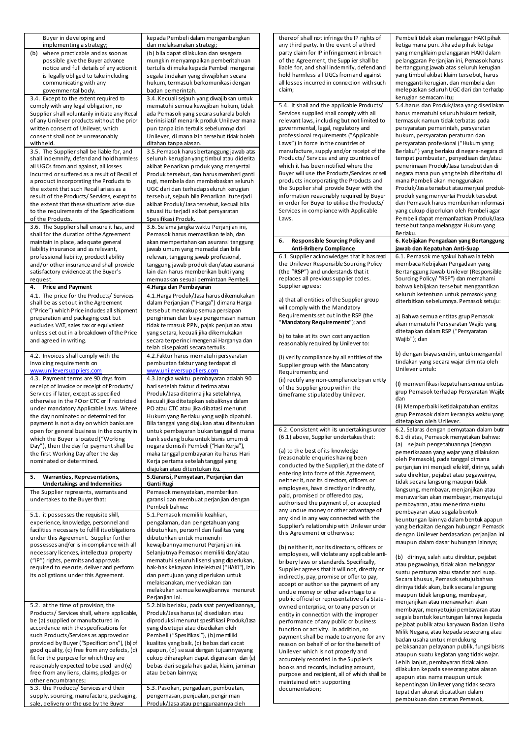| | |
|---|---|
| Buyer in developing and implementing a strategy; | kepada Pembeli dalam mengembangkan dan melaksanakan strategi; |
| (b) where practicable and as soon as possible give the Buyer advance notice and full details of any action it is legally obliged to take including communicating with any governmental body. | (b) bila dapat dilakukan dan sesegera mungkin menyampaikan pemberitahuan tertulis di muka kepada Pembeli mengenai segala tindakan yang diwajibkan secara hukum, termasuk berkomunikasi dengan badan pemerintah. |
| 3.4. Except to the extent required to comply with any legal obligation, no Supplier shall voluntarily initiate any Recall of any Unilever products without the prior written consent of Unilever, which consent shall not be unreasonably withheld. | 3.4. Kecuali sejauh yang diwajibkan untuk mematuhi semua kewajiban hukum, tidak ada Pemasok yang secara sukarela boleh berinisiatif menarik produk Unilever mana pun tanpa izin tertulis sebelumnya dari Unilever, di mana izin tersebut tidak boleh ditahan tanpa alasan. |
| 3.5. The Supplier shall be liable for, and shall indemnify, defend and hold harmless all UGCs from and against, all losses incurred or suffered as a result of Recall of a product incorporating the Products to the extent that such Recall arises as a result of the Products/ Services, except to the extent that these situations arise due to the requirements of the Specifications of the Products. | 3.5.Pemasok harus bertanggung jawab atas seluruh kerugian yang timbul atau diderita akibat Penarikan produk yang menyertai Produk tersebut, dan harus memberi ganti rugi, membela dan membebaskan seluruh UGC dari dan terhadap seluruh kerugian tersebut, sejauh bila Penarikan itu terjadi akibat Produk/Jasa tersebut, kecuali bila situasi itu terjadi akibat persyaratan Spesifikasi Produk. |
| 3.6. The Supplier shall ensure it has, and shall for the duration of the Agreement maintain in place, adequate general liability insurance and as relevant, professional liability, product liability and/or other insurance and shall provide satisfactory evidence at the Buyer's request. | 3.6. Selama jangka waktu Perjanjian ini, Pemasok harus memastikan telah, dan akan mempertahankan asuransi tanggung jawab umum yang memadai dan bila relevan, tanggung jawab profesional, tanggung jawab produk dan/atau asuransi lain dan harus memberikan bukti yang memuaskan sesuai permintaan Pembeli. |
| **4. Price and Payment** | **4.Harga dan Pembayaran** |
| 4.1. The price for the Products/ Services shall be as set out in the Agreement ("Price") which Price includes all shipment preparation and packaging cost but excludes VAT, sales tax or equivalent unless set out in a breakdown of the Price and agreed in writing. | 4.1.Harga Produk/Jasa harus dikemukakan dalam Perjanjian ("Harga") dimana Harga tersebut mencakup semua persiapan pengiriman dan biaya pengemasan namun tidak termasuk PPN, pajak penjualan atau yang setara, kecuali jika dikemukakan secara terperinci mengenai Harganya dan telah disepakati secara tertulis. |
| 4.2. Invoices shall comply with the invoicing requirements on www.unileversuppliers.com | 4.2.Faktur harus mematuhi persyaratan pembuatan faktur yang terdapat di www.unileversuppliers.com |
| 4.3. Payment terms are 90 days from receipt of invoice or receipt of Products/ Services if later, except as specified otherwise in the PO or CTC or if restricted under mandatory Applicable Laws. Where the day nominated or determined for payment is not a day on which banks are open for general business in the country in which the Buyer is located ("Working Day"), then the day for payment shall be the first Working Day after the day nominated or determined. | 4.3.Jangka waktu pembayaran adalah 90 hari setelah faktur diterima atau Produk/Jasa diterima jika setelahnya, kecuali jika ditetapkan sebaliknya dalam PO atau CTC atau jika dibatasi menurut Hukum yang Berlaku yang wajib dipatuhi. Bila tanggal yang diajukan atau ditentukan untuk pembayaran bukan tanggal di mana bank sedang buka untuk bisnis umum di negara domisili Pembeli ("Hari Kerja"), maka tanggal pembayaran itu harus Hari Kerja pertama setelah tanggal yang diajukan atau ditentukan itu. |
| **5. Warranties, Representations, Undertakings and Indemnities** | **5.Garansi, Pernyataan, Perjanjian dan Ganti Rugi** |
| The Supplier represents, warrants and undertakes to the Buyer that: | Pemasok menyatakan, memberikan garansi dan membuat perjanjian dengan Pembeli bahwa: |
| 5.1. it possesses the requisite skill, experience, knowledge, personnel and facilities necessary to fulfill its obligations under this Agreement. Supplier further possesses and/or is in compliance with all necessary licences, intellectual property ("IP") rights, permits and approvals required to execute, deliver and perform its obligations under this Agreement. | 5.1.Pemasok memiliki keahlian, pengalaman, dan pengetahuan yang dibutuhkan, personil dan fasilitas yang dibutuhkan untuk memenuhi kewajibannya menurut Perjanjian ini. Selanjutnya Pemasok memiliki dan/atau mematuhi seluruh lisensi yang diperlukan, hak-hak kekayaan intelektual ("HAKI"), izin dan persetujuan yang diperlukan untuk melaksanakan, menyediakan dan melakukan semua kewajibannya menurut Perjanjian ini. |
| 5.2. at the time of provision, the Products/ Services shall, where applicable, be (a) supplied or manufactured in accordance with the specifications for such Products/Services as approved or provided by Buyer ("Specifications"), (b) of good quality, (c) free from any defects, (d) fit for the purpose for which they are reasonably expected to be used and (e) free from any liens, claims, pledges or other encumbrances; | 5.2.bila berlaku, pada saat penyediaannya,, Produk/Jasa harus (a) disediakan atau diproduksi menurut spesifikasi Produk/Jasa yang disetujui atau disediakan oleh Pembeli ("Spesifikasi"), (b) memiliki kualitas yang baik, (c) bebas dari cacat apapun, (d) sesuai dengan tujuannya yang cukup diharapkan dapat digunakan dan (e) bebas dari segala hak gadai, klaim, jaminan atau beban lainnya; |
| 5.3. the Products/ Services and their supply, sourcing, manufacture, packaging, sale, delivery or the use by the Buyer thereof shall not infringe the IP rights of any third party. In the event of a third party claim for IP infringement in breach of the Agreement, the Supplier shall be liable for, and shall indemnify, defend and hold harmless all UGCs from and against all losses incurred in connection with such claim; | 5.3. Pasokan, pengadaan, pembuatan, pengemasan, penjualan, pengiriman Produk/Jasa atau penggunaannya oleh Pembeli tidak akan melanggar HAKI pihak ketiga mana pun. Jika ada pihak ketiga yang mengklaim pelanggaran HAKI dalam pelanggaran Perjanjian ini, Pemasok harus bertanggung jawab atas seluruh kerugian yang timbul akibat klaim tersebut, harus mengganti kerugian, dan membela dan melepaskan seluruh UGC dari dan terhadap kerugian semacam itu; |
| 5.4. it shall and the applicable Products/ Services supplied shall comply with all relevant laws, including but not limited to governmental, legal, regulatory and professional requirements ("Applicable Laws") in force in the countries of manufacture, supply and/or receipt of the Products/ Services and any countries of which it has been notified where the Buyer will use the Products/Services or sell products incorporating the Products and the Supplier shall provide Buyer with the information reasonably required by Buyer in order for Buyer to utilise the Products/ Services in compliance with Applicable Laws. | 5.4.harus dan Produk/Jasa yang disediakan harus mematuhi seluruh hukum terkait, termasuk namun tidak terbatas pada persyaratan pemerintah, persyaratan hukum, persyaratan peraturan dan persyaratan profesional ("Hukum yang Berlaku") yang berlaku di negara-negara di tempat pembuatan, penyediaan dan/atau penerimaan Produk/Jasa tersebut dan di negara mana pun yang telah diberitahu di mana Pembeli akan menggunakan Produk/Jasa tersebut atau menjual produk-produk yang menyertai Produk tersebut dan Pemasok harus memberikan informasi yang cukup diperlukan oleh Pembeli agar Pembeli dapat memanfaatkan Produk/Jasa tersebut tanpa melanggar Hukum yang Berlaku. |
| **6. Responsible Sourcing Policy and Anti-Bribery Compliance** | **6. Kebijakan Pengadaan yang Bertanggung jawab dan Kepatuhan Anti-Suap** |
| 6.1. Supplier acknowledges that it has read the Unilever Responsible Sourcing Policy (the "**RSP**") and understands that it replaces all previous supplier codes. Supplier agrees:<br><br>a) that all entities of the Supplier group will comply with the Mandatory Requirements set out in the RSP (the "**Mandatory Requirements**"); and<br><br>b) to take at its own cost any action reasonably required by Unilever to:<br><br>(i) verify compliance by all entities of the Supplier group with the Mandatory Requirements; and<br>(ii) rectify any non-compliance by an entity of the Supplier group within the timeframe stipulated by Unilever. | 6.1. Pemasok mengakui bahwa ia telah membaca Kebijakan Pengadaan yang Bertanggung Jawab Unilever (Responsible Sourcing Policy/ "RSP") dan memahami bahwa kebijakan tersebut menggantikan seluruh ketentuan untuk pemasok yang diterbitkan sebelumnya. Pemasok setuju:<br><br>a) Bahwa semua entitas grup Pemasok akan mematuhi Persyaratan Wajib yang ditetapkan dalam RSP ("Persyaratan Wajib"); dan<br><br>b) dengan biaya sendiri, untuk mengambil tindakan yang secara wajar diminta oleh Unilever untuk:<br><br>(I) memverifikasi kepatuhan semua entitas grup Pemasok terhadap Persyaratan Wajib; dan<br>(II) Memperbaiki ketidakpatuhan entitas grup Pemasok dalam kerangka waktu yang ditetapkan oleh Unilever. |
| 6.2. Consistent with its undertakings under (6.1) above, Supplier undertakes that:<br><br>(a) to the best of its knowledge (reasonable enquiries having been conducted by the Supplier), at the date of entering into force of this Agreement, neither it, nor its directors, officers or employees, have directly or indirectly, paid, promised or offered to pay, authorised the payment of, or accepted any undue money or other advantage of any kind in any way connected with the Supplier's relationship with Unilever under this Agreement or otherwise;<br><br>(b) neither it, nor its directors, officers or employees, will violate any applicable anti-bribery laws or standards. Specifically, Supplier agrees that it will not, directly or indirectly, pay, promise or offer to pay, accept or authorise the payment of any undue money or other advantage to a public official or representative of a State-owned enterprise, or to any person or entity in connection with the improper performance of any public or business function or activity. In addition, no payment shall be made to anyone for any reason on behalf of or for the benefit of Unilever which is not properly and accurately recorded in the Supplier's books and records, including amount, purpose and recipient, all of which shall be maintained with supporting documentation; | 6.2. Selaras dengan pernyataan dalam butir 6.1 di atas, Pemasok menyatakan bahwa:<br>(a) sejauh pengetahuannya (dengan pemeriksaan yang wajar yang dilakukan oleh Pemasok), pada tanggal dimana perjanjian ini menjadi efektif, dirinya, salah satu direktur, pejabat atau pegawainya, tidak secara langsung maupun tidak langsung, membayar, menjanjikan atau menawarkan untuk membayar, menyetujui pembayaran, atau menerima suatu pembayaran atas segala bentuk keuntungan lainnya dalam bentuk apapun yang berkaitan dengan hubungan Pemasok dengan Unilever berdasarkan perjanjian ini maupun dalam dasar hubungan lainnya;<br><br>(b) dirinya, salah satu direktur, pejabat atau pegawainya, tidak akan melanggar suatu peraturan atau standar anti suap. Secara khusus, Pemasok setuju bahwa dirinya tidak akan, baik secara langsung maupun tidak langsung, membayar, menjanjikan atau menawarkan akan membayar, menyetujui pembayaran atau segala bentuk keuntungan lainnya kepada pejabat publik atau karyawan Badan Usaha Milik Negara, atau kepada seseorang atau badan usaha untuk mendukung pelaksanaan pelayanan publik, fungsi bisnis ataupun suatu kegiatan yang tidak wajar. Lebih lanjut, pembayaran tidak akan dilakukan kepada seseorang atas alasan apapun atas nama maupun untuk kepentingan Unilever yang tidak secara tepat dan akurat dicatatkan dalam pembukuan dan catatan Pemasok, |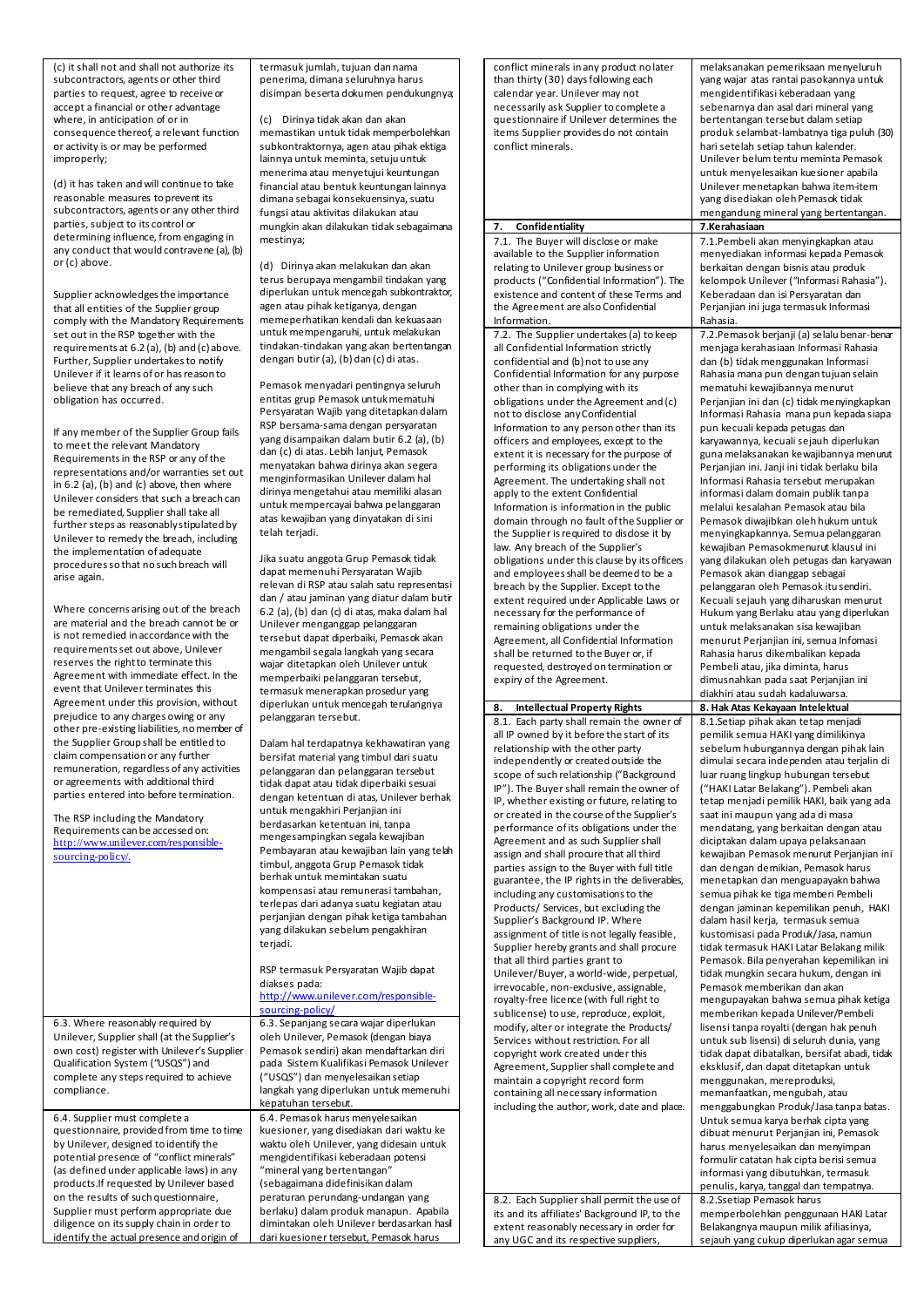| | |
|---|---|
| (c) it shall not and shall not authorize its subcontractors, agents or other third parties to request, agree to receive or accept a financial or other advantage where, in anticipation of or in consequence thereof, a relevant function or activity is or may be performed improperly;<br><br>(d) it has taken and will continue to take reasonable measures to prevent its subcontractors, agents or any other third parties, subject to its control or determining influence, from engaging in any conduct that would contravene (a), (b) or (c) above.<br><br>Supplier acknowledges the importance that all entities of the Supplier group comply with the Mandatory Requirements set out in the RSP together with the requirements at 6.2 (a), (b) and (c) above. Further, Supplier undertakes to notify Unilever if it learns of or has reason to believe that any breach of any such obligation has occurred.<br><br>If any member of the Supplier Group fails to meet the relevant Mandatory Requirements in the RSP or any of the representations and/or warranties set out in 6.2 (a), (b) and (c) above, then where Unilever considers that such a breach can be remediated, Supplier shall take all further steps as reasonably stipulated by Unilever to remedy the breach, including the implementation of adequate procedures so that no such breach will arise again.<br><br>Where concerns arising out of the breach are material and the breach cannot be or is not remedied in accordance with the requirements set out above, Unilever reserves the right to terminate this Agreement with immediate effect. In the event that Unilever terminates this Agreement under this provision, without prejudice to any charges owing or any other pre-existing liabilities, no member of the Supplier Group shall be entitled to claim compensation or any further remuneration, regardless of any activities or agreements with additional third parties entered into before termination.<br><br>The RSP including the Mandatory Requirements can be accessed on: http://www.unilever.com/responsible-sourcing-policy/. | termasuk jumlah, tujuan dan nama penerima, dimana seluruhnya harus disimpan beserta dokumen pendukungnya;<br><br>(c) Dirinya tidak akan dan akan memastikan untuk tidak memperbolehkan subkontraktornya, agen atau pihak ketiga lainnya untuk meminta, setuju untuk menerima atau menyetujui keuntungan financial atau bentuk keuntungan lainnya dimana sebagai konsekuensinya, suatu fungsi atau aktivitas dilakukan atau mungkin akan dilakukan tidak sebagaimana mestinya;<br><br>(d) Dirinya akan melakukan dan akan terus berupaya mengambil tindakan yang diperlukan untuk mencegah subkontraktor, agen atau pihak ketiganya, dengan memperhatikan kendali dan kekuasaan untuk mempengaruhi, untuk melakukan tindakan-tindakan yang akan bertentangan dengan butir (a), (b) dan (c) di atas.<br><br>Pemasok menyadari pentingnya seluruh entitas grup Pemasok untuk mematuhi Persyaratan Wajib yang ditetapkan dalam RSP bersama-sama dengan persyaratan yang disampaikan dalam butir 6.2 (a), (b) dan (c) di atas. Lebih lanjut, Pemasok menyatakan bahwa dirinya akan segera menginformasikan Unilever dalam hal dirinya mengetahui atau memiliki alasan untuk mempercayai bahwa pelanggaran atas kewajiban yang dinyatakan di sini telah terjadi.<br><br>Jika suatu anggota Grup Pemasok tidak dapat memenuhi Persyaratan Wajib relevan di RSP atau salah satu representasi dan / atau jaminan yang diatur dalam butir 6.2 (a), (b) dan (c) di atas, maka dalam hal Unilever menganggap pelanggaran tersebut dapat diperbaiki, Pemasok akan mengambil segala langkah yang secara wajar ditetapkan oleh Unilever untuk memperbaiki pelanggaran tersebut, termasuk menerapkan prosedur yang diperlukan untuk mencegah terulangnya pelanggaran tersebut.<br><br>Dalam hal terdapatnya kekhawatiran yang bersifat material yang timbul dari suatu pelanggaran dan pelanggaran tersebut tidak dapat atau tidak diperbaiki sesuai dengan ketentuan di atas, Unilever berhak untuk mengakhiri Perjanjian ini berdasarkan ketentuan ini, tanpa mengesampingkan segala kewajiban Pembayaran atau kewajiban lain yang telah timbul, anggota Grup Pemasok tidak berhak untuk memintakan suatu kompensasi atau remunerasi tambahan, terlepas dari adanya suatu kegiatan atau perjanjian dengan pihak ketiga tambahan yang dilakukan sebelum pengakhiran terjadi.<br><br>RSP termasuk Persyaratan Wajib dapat diakses pada: http://www.unilever.com/responsible-sourcing-policy/ |
| 6.3. Where reasonably required by Unilever, Supplier shall (at the Supplier's own cost) register with Unilever's Supplier Qualification System ("USQS") and complete any steps required to achieve compliance. | 6.3. Sepanjang secara wajar diperlukan oleh Unilever, Pemasok (dengan biaya Pemasok sendiri) akan mendaftarkan diri pada Sistem Kualifikasi Pemasok Unilever ("USQS") dan menyelesaikan setiap langkah yang diperlukan untuk memenuhi kepatuhan tersebut. |
| 6.4. Supplier must complete a questionnaire, provided from time to time by Unilever, designed to identify the potential presence of "conflict minerals" (as defined under applicable laws) in any products.If requested by Unilever based on the results of such questionnaire, Supplier must perform appropriate due diligence on its supply chain in order to identify the actual presence and origin of conflict minerals in any product no later than thirty (30) days following each calendar year. Unilever may not necessarily ask Supplier to complete a questionnaire if Unilever determines the items Supplier provides do not contain conflict minerals. | 6.4. Pemasok harus menyelesaikan kuesioner, yang disediakan dari waktu ke waktu oleh Unilever, yang didesain untuk mengidentifikasi keberadaan potensi "mineral yang bertentangan" (sebagaimana didefinisikan dalam peraturan perundang-undangan yang berlaku) dalam produk-produk. Apabila dimintakan oleh Unilever berdasarkan hasil dari kuesioner tersebut, Pemasok harus melaksanakan pemeriksaan menyeluruh yang wajar atas rantai pasokannya untuk mengidentifikasi keberadaan yang sebenarnya dan asal dari mineral yang bertentangan tersebut dalam setiap produk selambat-lambatnya tiga puluh (30) hari setelah setiap tahun kalender. Unilever belum tentu meminta Pemasok untuk menyelesaikan kuesioner apabila Unilever menetapkan bahwa item-item yang disediakan oleh Pemasok tidak mengandung mineral yang bertentangan. |
| **7. Confidentiality** | **7.Kerahasiaan** |
| 7.1. The Buyer will disclose or make available to the Supplier information relating to Unilever group business or products ("Confidential Information"). The existence and content of these Terms and the Agreement are also Confidential Information. | 7.1.Pembeli akan menyingkapkan atau menyediakan informasi kepada Pemasok berkaitan dengan bisnis atau produk kelompok Unilever ("Informasi Rahasia"). Keberadaan dan isi Persyaratan dan Perjanjian ini juga termasuk Informasi Rahasia. |
| 7.2. The Supplier undertakes (a) to keep all Confidential Information strictly confidential and (b) not to use any Confidential Information for any purpose other than in complying with its obligations under the Agreement and (c) not to disclose any Confidential Information to any person other than its officers and employees, except to the extent it is necessary for the purpose of performing its obligations under the Agreement. The undertaking shall not apply to the extent Confidential Information is information in the public domain through no fault of the Supplier or the Supplier is required to disclose it by law. Any breach of the Supplier's obligations under this clause by its officers and employees shall be deemed to be a breach by the Supplier. Except to the extent required under Applicable Laws or necessary for the performance of the remaining obligations under the Agreement, all Confidential Information shall be returned to the Buyer or, if requested, destroyed on termination or expiry of the Agreement. | 7.2.Pemasok berjanji (a) selalu benar-benar menjaga kerahasiaan Informasi Rahasia dan (b) tidak menggunakan Informasi Rahasia mana pun dengan tujuan selain mematuhi kewajibannya menurut Perjanjian ini dan (c) tidak menyingkapkan Informasi Rahasia mana pun kepada siapa pun kecuali kepada petugas dan karyawannya, kecuali sejauh diperlukan guna melaksanakan kewajibannya menurut Perjanjian ini. Janji ini tidak berlaku bila Informasi Rahasia tersebut merupakan informasi dalam domain publik tanpa melalui kesalahan Pemasok atau bila Pemasok diwajibkan oleh hukum untuk menyingkapkannya. Semua pelanggaran kewajiban Pemasok menurut klausul ini yang dilakukan oleh petugas dan karyawan Pemasok akan dianggap sebagai pelanggaran oleh Pemasok itu sendiri. Kecuali sejauh yang diharuskan menurut Hukum yang Berlaku atau yang diperlukan untuk melaksanakan sisa kewajiban menurut Perjanjian ini, semua Infomasi Rahasia harus dikembalikan kepada Pembeli atau, jika diminta, harus dimusnahkan pada saat Perjanjian ini diakhiri atau sudah kadaluwarsa. |
| **8. Intellectual Property Rights** | **8. Hak Atas Kekayaan Intelektual** |
| 8.1. Each party shall remain the owner of all IP owned by it before the start of its relationship with the other party independently or created outside the scope of such relationship ("Background IP"). The Buyer shall remain the owner of IP, whether existing or future, relating to or created in the course of the Supplier's performance of its obligations under the Agreement and as such Supplier shall assign and shall procure that all third parties assign to the Buyer with full title guarantee, the IP rights in the deliverables, including any customisations to the Products/ Services, but excluding the Supplier's Background IP. Where assignment of title is not legally feasible, Supplier hereby grants and shall procure that all third parties grant to Unilever/Buyer, a world-wide, perpetual, irrevocable, non-exclusive, assignable, royalty-free licence (with full right to sublicense) to use, reproduce, exploit, modify, alter or integrate the Products/ Services without restriction. For all copyright work created under this Agreement, Supplier shall complete and maintain a copyright record form containing all necessary information including the author, work, date and place. | 8.1.Setiap pihak akan tetap menjadi pemilik semua HAKI yang dimilikinya sebelum hubungannya dengan pihak lain dimulai secara independen atau terjadi di luar ruang lingkup hubungan tersebut ("HAKI Latar Belakang"). Pembeli akan tetap menjadi pemilik HAKI, baik yang ada saat ini maupun yang ada di masa mendatang, yang berkaitan dengan atau diciptakan dalam upaya pelaksanaan kewajiban Pemasok menurut Perjanjian ini dan dengan demikian, Pemasok harus menetapkan dan mengupayakan bahwa semua pihak ke tiga memberi Pembeli dengan jaminan kepemilikan penuh, HAKI dalam hasil kerja, termasuk semua kustomisasi pada Produk/Jasa, namun tidak termasuk HAKI Latar Belakang milik Pemasok. Bila penyerahan kepemilikan ini tidak mungkin secara hukum, dengan ini Pemasok memberikan dan akan mengupayakan bahwa semua pihak ketiga memberikan kepada Unilever/Pembeli lisensi tanpa royalti (dengan hak penuh untuk sub lisensi) di seluruh dunia, yang tidak dapat dibatalkan, bersifat abadi, tidak eksklusif, dan dapat ditetapkan untuk menggunakan, mereproduksi, memanfaatkan, mengubah, atau menggabungkan Produk/Jasa tanpa batas. Untuk semua karya berhak cipta yang dibuat menurut Perjanjian ini, Pemasok harus menyelesaikan dan menyimpan formulir catatan hak cipta berisi semua informasi yang dibutuhkan, termasuk penulis, karya, tanggal dan tempatnya. |
| 8.2. Each Supplier shall permit the use of its and its affiliates' Background IP, to the extent reasonably necessary in order for any UGC and its respective suppliers, | 8.2.Ssetiap Pemasok harus memperbolehkan penggunaan HAKI Latar Belakangnya maupun milik afiliasinya, sejauh yang cukup diperlukan agar semua |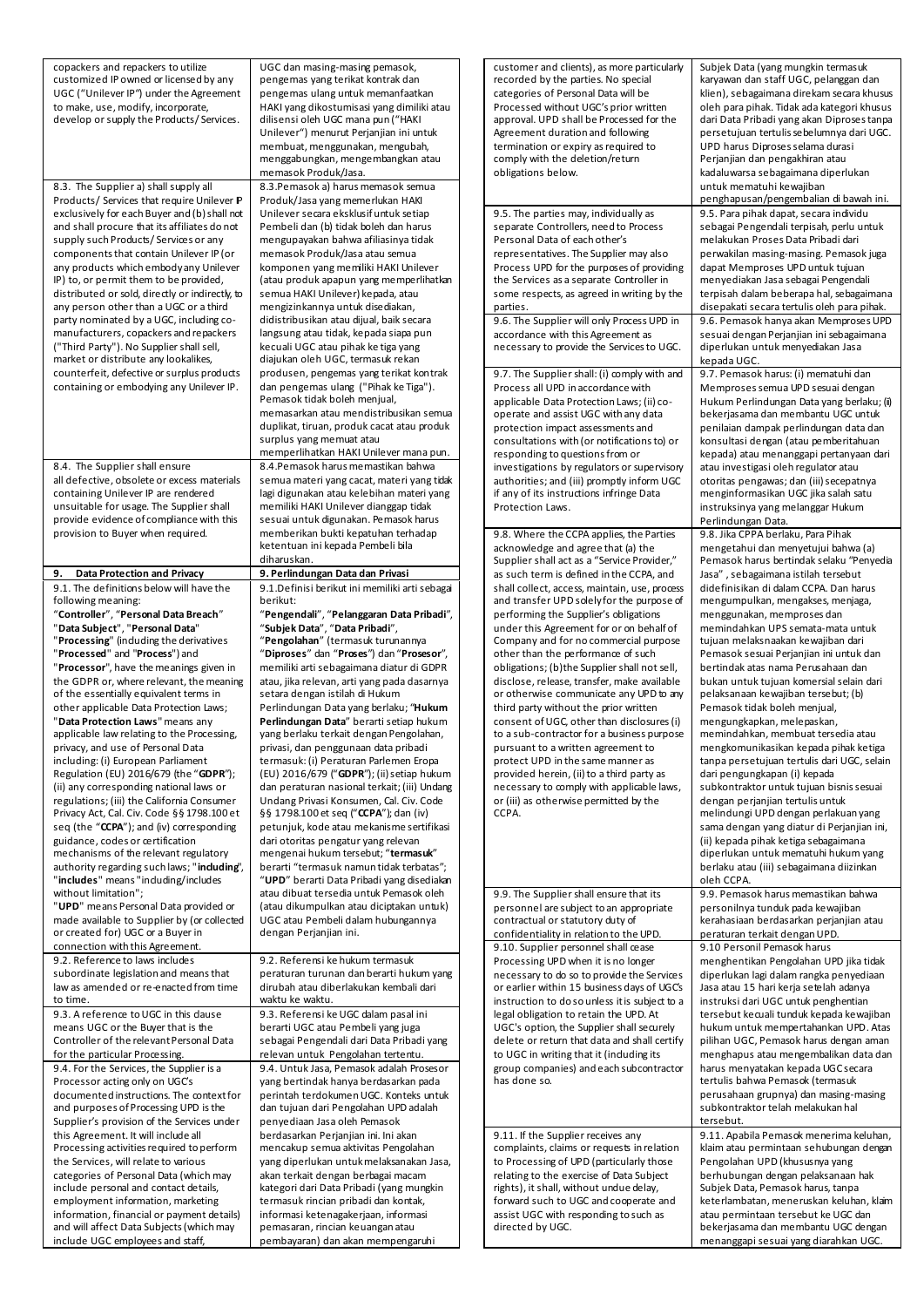| | |
|---|---|
| copackers and repackers to utilize customized IP owned or licensed by any UGC ("Unilever IP") under the Agreement to make, use, modify, incorporate, develop or supply the Products/Services. | UGC dan masing-masing pemasok, pengemas yang terikat kontrak dan pengemas ulang untuk memanfaatkan HAKI yang dikostumisasi yang dimiliki atau dilisensi oleh UGC mana pun ("HAKI Unilever") menurut Perjanjian ini untuk membuat, menggunakan, mengubah, menggabungkan, mengembangkan atau memasok Produk/Jasa. |
| 8.3. The Supplier a) shall supply all Products/Services that require Unilever IP exclusively for each Buyer and (b) shall not and shall procure that its affiliates do not supply such Products/Services or any components that contain Unilever IP (or any products which embody any Unilever IP) to, or permit them to be provided, distributed or sold, directly or indirectly, to any person other than a UGC or a third party nominated by a UGC, including co-manufacturers, copackers and repackers ("Third Party"). No Supplier shall sell, market or distribute any lookalikes, counterfeit, defective or surplus products containing or embodying any Unilever IP. | 8.3.Pemasok a) harus memasok semua Produk/Jasa yang memerlukan HAKI Unilever secara eksklusif untuk setiap Pembeli dan (b) tidak boleh dan harus mengupayakan bahwa afiliasinya tidak memasok Produk/Jasa atau semua komponen yang memiliki HAKI Unilever (atau produk apapun yang memperlihatkan semua HAKI Unilever) kepada, atau mengizinkannya untuk disediakan, didistribusikan atau dijual, baik secara langsung atau tidak langsung, kepada siapa pun kecuali UGC atau pihak ke tiga yang diajukan oleh UGC, termasuk rekan produsen, pengemas yang terikat kontrak dan pengemas ulang ("Pihak ke Tiga"). Pemasok tidak boleh menjual, memasarkan atau mendistribusikan semua duplikat, tiruan, produk cacat atau produk surplus yang memuat atau memperlihatkan HAKI Unilever mana pun. |
| 8.4. The Supplier shall ensure all defective, obsolete or excess materials containing Unilever IP are rendered unsuitable for usage. The Supplier shall provide evidence of compliance with this provision to Buyer when required. | 8.4.Pemasok harus memastikan bahwa semua materi yang cacat, materi yang tidak lagi digunakan atau kelebihan materi yang memiliki HAKI Unilever dianggap tidak sesuai untuk digunakan. Pemasok harus memberikan bukti kepatuhan terhadap ketentuan ini kepada Pembeli bila diharuskan. |
| **9. Data Protection and Privacy** | **9. Perlindungan Data dan Privasi** |
| 9.1. The definitions below will have the following meaning: "**Controller**", "**Personal Data Breach**" "**Data Subject**", "**Personal Data**" "**Processing**" (including the derivatives "**Processed**" and "**Process**") and "**Processor**", have the meanings given in the GDPR or, where relevant, the meaning of the essentially equivalent terms in other applicable Data Protection Laws; "**Data Protection Laws**" means any applicable law relating to the Processing, privacy, and use of Personal Data including: (i) European Parliament Regulation (EU) 2016/679 (the "**GDPR**"); (ii) any corresponding national laws or regulations; (iii) the California Consumer Privacy Act, Cal. Civ. Code §§ 1798.100 et seq (the "**CCPA**"); and (iv) corresponding guidance, codes or certification mechanisms of the relevant regulatory authority regarding such laws; "**including**", "**includes**" means "including/includes without limitation"; "**UPD**" means Personal Data provided or made available to Supplier by (or collected or created for) UGC or a Buyer in connection with this Agreement. | 9.1.Definisi berikut ini memiliki arti sebagai berikut: "**Pengendali**", "**Pelanggaran Data Pribadi**", "**Subjek Data**", "**Data Pribadi**", "**Pengolahan**" (termasuk turunannya "**Diproses**" dan "**Proses**") dan "**Prosesor**", memiliki arti sebagaimana diatur di GDPR atau, jika relevan, arti yang pada dasarnya setara dengan istilah di Hukum Perlindungan Data yang berlaku; "**Hukum Perlindungan Data**" berarti setiap hukum yang berlaku terkait dengan Pengolahan, privasi, dan penggunaan data pribadi termasuk: (i) Peraturan Parlemen Eropa (EU) 2016/679 ("**GDPR**"); (ii) setiap hukum dan peraturan nasional terkait; (iii) Undang Undang Privasi Konsumen, Cal. Civ. Code §§ 1798.100 et seq ("**CCPA**"); dan (iv) petunjuk, kode atau mekanisme sertifikasi dari otoritas pengatur yang relevan mengenai hukum tersebut; "**termasuk**" berarti "termasuk namun tidak terbatas"; "**UPD**" berarti Data Pribadi yang disediakan atau dibuat tersedia untuk Pemasok oleh (atau dikumpulkan atau diciptakan untuk) UGC atau Pembeli dalam hubungannya dengan Perjanjian ini. |
| 9.2. Reference to laws includes subordinate legislation and means that law as amended or re-enacted from time to time. | 9.2. Referensi ke hukum termasuk peraturan turunan dan berarti hukum yang dirubah atau diberlakukan kembali dari waktu ke waktu. |
| 9.3. A reference to UGC in this clause means UGC or the Buyer that is the Controller of the relevant Personal Data for the particular Processing. | 9.3. Referensi ke UGC dalam pasal ini berarti UGC atau Pembeli yang juga sebagai Pengendali dari Data Pribadi yang relevan untuk Pengolahan tertentu. |
| 9.4. For the Services, the Supplier is a Processor acting only on UGC's documented instructions. The context for and purposes of Processing UPD is the Supplier's provision of the Services under this Agreement. It will include all Processing activities required to perform the Services, will relate to various categories of Personal Data (which may include personal and contact details, employment information, marketing information, financial or payment details) and will affect Data Subjects (which may include UGC employees and staff, customer and clients), as more particularly recorded by the parties. No special categories of Personal Data will be Processed without UGC's prior written approval. UPD shall be Processed for the Agreement duration and following termination or expiry as required to comply with the deletion/return obligations below. | 9.4. Untuk Jasa, Pemasok adalah Prosesor yang bertindak hanya berdasarkan pada perintah terdokumen UGC. Konteks untuk dan tujuan dari Pengolahan UPD adalah penyediaan Jasa oleh Pemasok berdasarkan Perjanjian ini. Ini akan mencakup semua aktivitas Pengolahan yang diperlukan untuk melaksanakan Jasa, akan terkait dengan berbagai macam kategori dari Data Pribadi (yang mungkin termasuk rincian pribadi dan kontak, informasi ketenagakerjaan, informasi pemasaran, rincian keuangan atau pembayaran) dan akan mempengaruhi Subjek Data (yang mungkin termasuk karyawan dan staff UGC, pelanggan dan klien), sebagaimana direkam secara khusus oleh para pihak. Tidak ada kategori khusus dari Data Pribadi yang akan Diproses tanpa persetujuan tertulis sebelumnya dari UGC. UPD harus Diproses selama durasi Perjanjian dan pengakhiran atau kadaluwarsa sebagaimana diperlukan untuk mematuhi kewajiban penghapusan/pengembalian di bawah ini. |
| 9.5. The parties may, individually as separate Controllers, need to Process Personal Data of each other's representatives. The Supplier may also Process UPD for the purposes of providing the Services as a separate Controller in some respects, as agreed in writing by the parties. | 9.5. Para pihak dapat, secara individu sebagai Pengendali terpisah, perlu untuk melakukan Proses Data Pribadi dari perwakilan masing-masing. Pemasok juga dapat Memproses UPD untuk tujuan menyediakan Jasa sebagai Pengendali terpisah dalam beberapa hal, sebagaimana disepakati secara tertulis oleh para pihak. |
| 9.6. The Supplier will only Process UPD in accordance with this Agreement as necessary to provide the Services to UGC. | 9.6. Pemasok hanya akan Memproses UPD sesuai dengan Perjanjian ini sebagaimana diperlukan untuk menyediakan Jasa kepada UGC. |
| 9.7. The Supplier shall: (i) comply with and Process all UPD in accordance with applicable Data Protection Laws; (ii) co-operate and assist UGC with any data protection impact assessments and consultations with (or notifications to) or responding to questions from or investigations by regulators or supervisory authorities; and (iii) promptly inform UGC if any of its instructions infringe Data Protection Laws. | 9.7. Pemasok harus: (i) mematuhi dan Memproses semua UPD sesuai dengan Hukum Perlindungan Data yang berlaku; (ii) bekerjasama dan membantu UGC untuk penilaian dampak perlindungan data dan konsultasi dengan (atau pemberitahuan kepada) atau menanggapi pertanyaan dari atau investigasi oleh regulator atau otoritas pengawas; dan (iii) secepatnya menginformasikan UGC jika salah satu instruksinya melanggar Hukum Perlindungan Data. |
| 9.8. Where the CCPA applies, the Parties acknowledge and agree that (a) the Supplier shall act as a "Service Provider," as such term is defined in the CCPA, and shall collect, access, maintain, use, process and transfer UPD solely for the purpose of performing the Supplier's obligations under this Agreement for or on behalf of Company and for no commercial purpose other than the performance of such obligations; (b)the Supplier shall not sell, disclose, release, transfer, make available or otherwise communicate any UPD to any third party without the prior written consent of UGC, other than disclosures (i) to a sub-contractor for a business purpose pursuant to a written agreement to protect UPD in the same manner as provided herein, (ii) to a third party as necessary to comply with applicable laws, or (iii) as otherwise permitted by the CCPA. | 9.8. Jika CPPA berlaku, Para Pihak mengetahui dan menyetujui bahwa (a) Pemasok harus bertindak selaku "Penyedia Jasa" , sebagaimana istilah tersebut didefinisikan di dalam CCPA. Dan harus mengumpulkan, mengakses, menjaga, menggunakan, memproses dan memindahkan UPS semata-mata untuk tujuan melaksnakan kewajiban dari Pemasok sesuai Perjanjian ini untuk dan bertindak atas nama Perusahaan dan bukan untuk tujuan komersial selain dari pelaksanaan kewajiban tersebut; (b) Pemasok tidak boleh menjual, mengungkapkan, melepaskan, memindahkan, membuat tersedia atau mengkomunikasikan kepada pihak ketiga tanpa persetujuan tertulis dari UGC, selain dari pengungkapan (i) kepada subkontraktor untuk tujuan bisnis sesuai dengan perjanjian tertulis untuk melindungi UPD dengan perlakuan yang sama dengan yang diatur di Perjanjian ini, (ii) kepada pihak ketiga sebagaimana diperlukan untuk mematuhi hukum yang berlaku atau (iii) sebagaimana diizinkan oleh CCPA. |
| 9.9. The Supplier shall ensure that its personnel are subject to an appropriate contractual or statutory duty of confidentiality in relation to the UPD. | 9.9. Pemasok harus memastikan bahwa personilnya tunduk pada kewajiban kerahasiaan berdasarkan perjanjian atau peraturan terkait dengan UPD. |
| 9.10. Supplier personnel shall cease Processing UPD when it is no longer necessary to do so to provide the Services or earlier within 15 business days of UGC's instruction to do so unless it is subject to a legal obligation to retain the UPD. At UGC's option, the Supplier shall securely delete or return that data and shall certify to UGC in writing that it (including its group companies) and each subcontractor has done so. | 9.10 Personil Pemasok harus menghentikan Pengolahan UPD jika tidak diperlukan lagi dalam rangka penyediaan Jasa atau 15 hari kerja setelah adanya instruksi dari UGC untuk penghentian tersebut kecuali tunduk kepada kewajiban hukum untuk mempertahankan UPD. Atas pilihan UGC, Pemasok harus dengan aman menghapus atau mengembalikan data dan harus menyatakan kepada UGC secara tertulis bahwa Pemasok (termasuk perusahaan grupnya) dan masing-masing subkontraktor telah melakukan hal tersebut. |
| 9.11. If the Supplier receives any complaints, claims or requests in relation to Processing of UPD (particularly those relating to the exercise of Data Subject rights), it shall, without undue delay, forward such to UGC and cooperate and assist UGC with responding to such as directed by UGC. | 9.11. Apabila Pemasok menerima keluhan, klaim atau permintaan sehubungan dengan Pengolahan UPD (khususnya yang berhubungan dengan pelaksanaan hak Subjek Data, Pemasok harus, tanpa keterlambatan, meneruskan keluhan, klaim atau permintaan tersebut ke UGC dan bekerjasama dan membantu UGC dengan menanggapi sesuai yang diarahkan UGC. |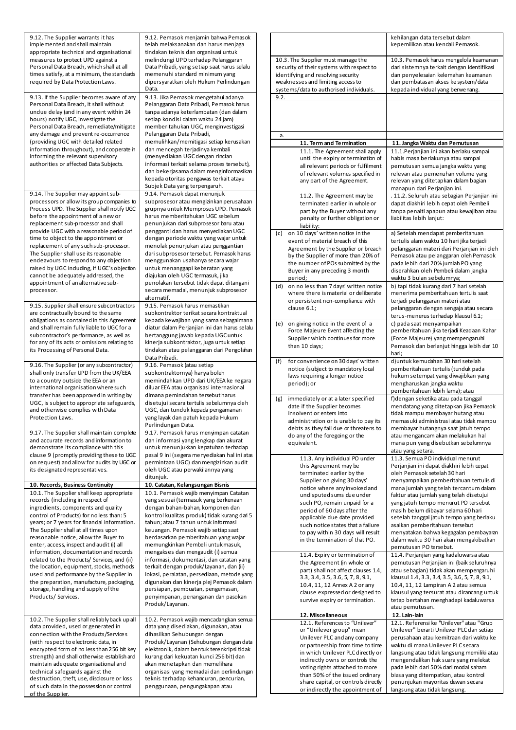| English | Bahasa Indonesia |
|---|---|
| 9.12. The Supplier warrants it has implemented and shall maintain appropriate technical and organisational measures to protect UPD against a Personal Data Breach, which shall at all times satisfy, at a minimum, the standards required by Data Protection Laws. | 9.12. Pemasok menjamin bahwa Pemasok telah melaksanakan dan harus menjaga tindakan teknis dan organisasi untuk melindungi UPD terhadap Pelanggaran Data Pribadi, yang setiap saat harus selalu memenuhi standard minimum yang dipersyaratkan oleh Hukum Perlindungan Data. |
| 9.13. If the Supplier becomes aware of any Personal Data Breach, it shall without undue delay (and in any event within 24 hours) notify UGC, investigate the Personal Data Breach, remediate/mitigate any damage and prevent re-occurrence (providing UGC with detailed related information throughout), and cooperate in informing the relevant supervisory authorities or affected Data Subjects. | 9.13. Jika Pemasok mengetahui adanya Pelanggaran Data Pribadi, Pemasok harus tanpa adanya keterlambatan (dan dalam setiap kondisi dalam waktu 24 jam) memberitahukan UGC, menginvestigasi Pelanggaran Data Pribadi, memulihkan/memitigasi setiap kerusakan dan mencegah terjadinya kembali (menyediakan UGC dengan rincian informasi terkait selama proses tersebut), dan bekerjasama dalam menginformasikan kepada otoritas pengawas terkait atayu Subjek Data yang terpengaruh. |
| 9.14. The Supplier may appoint sub-processors or allow its group companies to Process UPD. The Supplier shall notify UGC before the appointment of a new or replacement sub-processor and shall provide UGC with a reasonable period of time to object to the appointment or replacement of any such sub-processor. The Supplier shall use its reasonable endeavours to respond to any objection raised by UGC including, if UGC's objection cannot be adequately addressed, the appointment of an alternative sub-processor. | 9.14. Pemasok dapat menunjuk subprosesor atau mengizinkan perusahaan grupnya untuk Memproses UPD. Pemasok harus memberitahukan UGC sebelum penunjukan dari subprosesor baru atau pengganti dan harus menyediakan UGC dengan periode waktu yang wajar untuk menolak penunjukan atau penggantian dari subprosesor tersebut. Pemasok harus menggunakan usahanya secara wajar untuk menanggapi keberatan yang diajukan oleh UGC termasuk, jika penolakan tersebut tidak dapat ditangani secara memadai, menunjuk subprosesor alternatif. |
| 9.15. Supplier shall ensure subcontractors are contractually bound to the same obligations as contained in this Agreement and shall remain fully liable to UGC for a subcontractor's performance, as well as for any of its acts or omissions relating to its Processing of Personal Data. | 9.15. Pemasok harus memastikan subkontraktor terikat secara kontraktual kepada kewajiban yang sama sebagaimana diatur dalam Perjanjian ini dan harus selalu bertanggung jawab kepada UGC untuk kinerja subkontraktor, juga untuk setiap tindakan atau pelanggaran dari Pengolahan Data Pribadi. |
| 9.16. The Supplier (or any subcontractor) shall only transfer UPD from the UK/EEA to a country outside the EEA or an international organisation where such transfer has been approved in writing by UGC, is subject to appropriate safeguards, and otherwise complies with Data Protection Laws. | 9.16. Pemasok (atau setiap subkontraktornya) hanya boleh memindahkan UPD dari UK/EEA ke negara diluar EEA atau organisasi internasional dimana pemindahan tersebut harus disetujui secara tertulis sebelumnya oleh UGC, dan tunduk kepada pengamanan yang layak dan patuh kepada Hukum Perlindungan Data. |
| 9.17. The Supplier shall maintain complete and accurate records and information to demonstrate its compliance with this clause 9 (promptly providing these to UGC on request) and allow for audits by UGC or its designated representatives. | 9.17. Pemasok harus menyimpan catatan dan informasi yang lengkap dan akurat untuk menunjukkan kepatuhan terhadap pasal 9 ini (segera menyediakan hal ini atas permintaan UGC) dan mengizinkan audit oleh UGC atau perwakilannya yang ditunjuk. |
| **10. Records, Business Continuity** | **10. Catatan, Kelangsungan Bisnis** |
| 10.1. The Supplier shall keep appropriate records (including in respect of ingredients, components and quality control of Products) for no less than: 5 years; or 7 years for financial information. The Supplier shall at all times upon reasonable notice, allow the Buyer to enter, access, inspect and audit (i) all information, documentation and records related to the Products/ Services, and (ii) the location, equipment, stocks, methods used and performance by the Supplier in the preparation, manufacture, packaging, storage, handling and supply of the Products/ Services. | 10.1. Pemasok wajib menyimpan Catatan yang sesuai (termasuk yang berkenaan dengan bahan-bahan, komponen dan kontrol kualitas produk) tidak kurang dari 5 tahun; atau 7 tahun untuk informasi keuangan. Pemasok wajib setiap saat berdasarkan pemberitahuan yang wajar memungkinkan Pembeli untuk masuk, mengakses dan mengaudit (i) semua informasi, dokumentasi, dan catatan yang terkait dengan produk/Layanan, dan (ii) lokasi, peralatan, persediaan, metode yang digunakan dan kinerja plej Pemasok dalam persiapan, pembuatan, pengemasan, penyimpanan, penanganan dan pasokan Produk/Layanan. |
| 10.2. The Supplier shall reliably back up all data provided, used or generated in connection with the Products/Services (with respect to electronic data, in encrypted form of no less than 256 bit key strength) and shall otherwise establish and maintain adequate organisational and technical safeguards against the destruction, theft, use, disclosure or loss of such data in the possession or control of the Supplier. | 10.2. Pemasok wajib mencadangkan semua data yang disediakan, digunakan, atau dihasilkan Sehubungan dengan Produk/Layanan (Sehubungan dengan data elektronik, dalam bentuk terenkripsi tidak kurang dari kekuatan kunci 256 bit) dan akan menetapkan dan memelihara organisasi yang memadai dan perlindungan teknis terhadap kehancuran, pencurian, penggunaan, pengungkapan atau kehilangan data tersebut dalam kepemilikan atau kendali Pemasok. |
| 10.3. The Supplier must manage the security of their systems with respect to identifying and resolving security weaknesses and limiting access to systems/data to authorised individuals. | 10.3. Pemasok harus mengelola keamanan dari sistemnya terkait dengan identifikasi dan penyelesaian kelemahan keamanan dan pembatasan akses ke system/data kepada individual yang berwenang. |
| 9.2. | |
| a. | |
| **11. Term and Termination** | **11. Jangka Waktu dan Pemutusan** |
| 11.1. The Agreement shall apply until the expiry or termination of all relevant periods or fulfilment of relevant volumes specified in any part of the Agreement. | 11.1.Perjanjian ini akan berlaku sampai habis masa berlakunya atau sampai pemutusan semua jangka waktu yang relevan atau pemenuhan volume yang relevan yang ditetapkan dalam bagian manapun dari Perjanjian ini. |
| 11.2. The Agreement may be terminated earlier in whole or part by the Buyer without any penalty or further obligation or liability: | . 11.2. Seluruh atau sebagian Perjanjian ini dapat diakhiri lebih cepat oleh Pembeli tanpa penalti apapun atau kewajiban atau liabilitas lebih lanjut: |
| (c) on 10 days' written notice in the event of material breach of this Agreement by the Supplier or breach by the Supplier of more than 20% of the number of POs submitted by the Buyer in any preceding 3 month period; | a) Setelah mendapat pemberitahuan tertulis alam waktu 10 hari jika terjadi pelanggaran materi dari Perjanjian ini oleh Pemasok atau pelanggaran oleh Pemasok pada lebih dari 20% jumlah PO yang diserahkan oleh Pembeli dalam jangka waktu 3 bulan sebelumnya; |
| (d) on no less than 7 days' written notice where there is material or deliberate or persistent non-compliance with clause 6.1; | b) tapi tidak kurang dari 7 hari setelah menerima pemberitahuan tertulis saat terjadi pelanggaran materi atau pelanggaran dengan sengaja atau secara terus-menerus terhadap klausul 6.1; |
| (e) on giving notice in the event of a Force Majeure Event affecting the Supplier which continues for more than 10 days; | c) pada saat menyampaikan pemberitahuan jika terjadi Keadaan Kahar (Force Majeure) yang mempengaruhi Pemasok dan berlanjut hingga lebih dari 10 hari; |
| (f) for convenience on 30 days' written notice (subject to mandatory local laws requiring a longer notice period); or | d)untuk kemudahan 30 hari setelah pemberitahuan tertulis (tunduk pada hukum setempat yang diwajibkan yang mengharuskan jangka waktu pemberitahuan lebih lama); atau |
| (g) immediately or at a later specified date if the Supplier becomes insolvent or enters into administration or is unable to pay its debts as they fall due or threatens to do any of the foregoing or the equivalent. | f)dengan seketika atau pada tanggal mendatang yang ditetapkan jika Pemasok tidak mampu membayar hutang atau memasuki administrasi atau tidak mampu membayar hutangnya saat jatuh tempo atau mengancam akan melakukan hal mana pun yang disebutkan sebelumnya atau yang setara. |
| 11.3. Any individual PO under this Agreement may be terminated earlier by the Supplier on giving 30 days' notice where any invoiced and undisputed sums due under such PO, remain unpaid for a period of 60 days after the applicable due date provided such notice states that a failure to pay within 30 days will result in the termination of that PO. | 11.3. Semua PO individual menurut Perjanjian ini dapat diakhiri lebih cepat oleh Pemasok setelah 30 hari menyampaikan pemberitahuan tertulis di mana jumlah yang telah tercantum dalam faktur atau jumlah yang telah disetujui yang jatuh tempo menurut PO tersebut masih belum dibayar selama 60 hari setelah tanggal jatuh tempo yang berlaku asalkan pemberitahuan tersebut menyatakan bahwa kegagalan pembayaran dalam waktu 30 hari akan mengakibatkan pemutusan PO tersebut. |
| 11.4. Expiry or termination of the Agreement (in whole or part) shall not affect clauses 1.4, 3.3, 3.4, 3.5, 3.6, 5, 7, 8, 9.1, 10.4, 11, 12 Annex A 2 or any clause expressed or designed to survive expiry or termination. | 11.4. Perjanjian yang kadaluwarsa atau pemutusan Perjanjian ini (baik seluruhnya atau sebagian) tidak akan mempengaruhi klausul 1.4, 3.3, 3.4, 3.5, 3.6, 5, 7, 8, 9.1, 10.4, 11, 12 Lampiran A 2 atau semua klausul yang tersurat atau dirancang untuk tetap bertahan menghadapi kadaluwarsa atau pemutusan. |
| **12. Miscellaneous** | **12. Lain-lain** |
| 12.1. References to "Unilever" or "Unilever group" mean Unilever PLC and any company or partnership from time to time in which Unilever PLC directly or indirectly owns or controls the voting rights attached to more than 50% of the issued ordinary share capital, or controls directly or indirectly the appointment of | 12.1. Referensi ke "Unilever" atau "Grup Unilever" berarti Unilever PLC dan setiap perusahaan atau kemitraan dari waktu ke waktu di mana Unilever PLC secara langsung atau tidak langsung memiliki atau mengendalikan hak suara yang melekat pada lebih dari 50% dari modal saham biasa yang ditempatkan, atau kontrol penunjukan mayoritas dewan secara langsung atau tidak langsung. |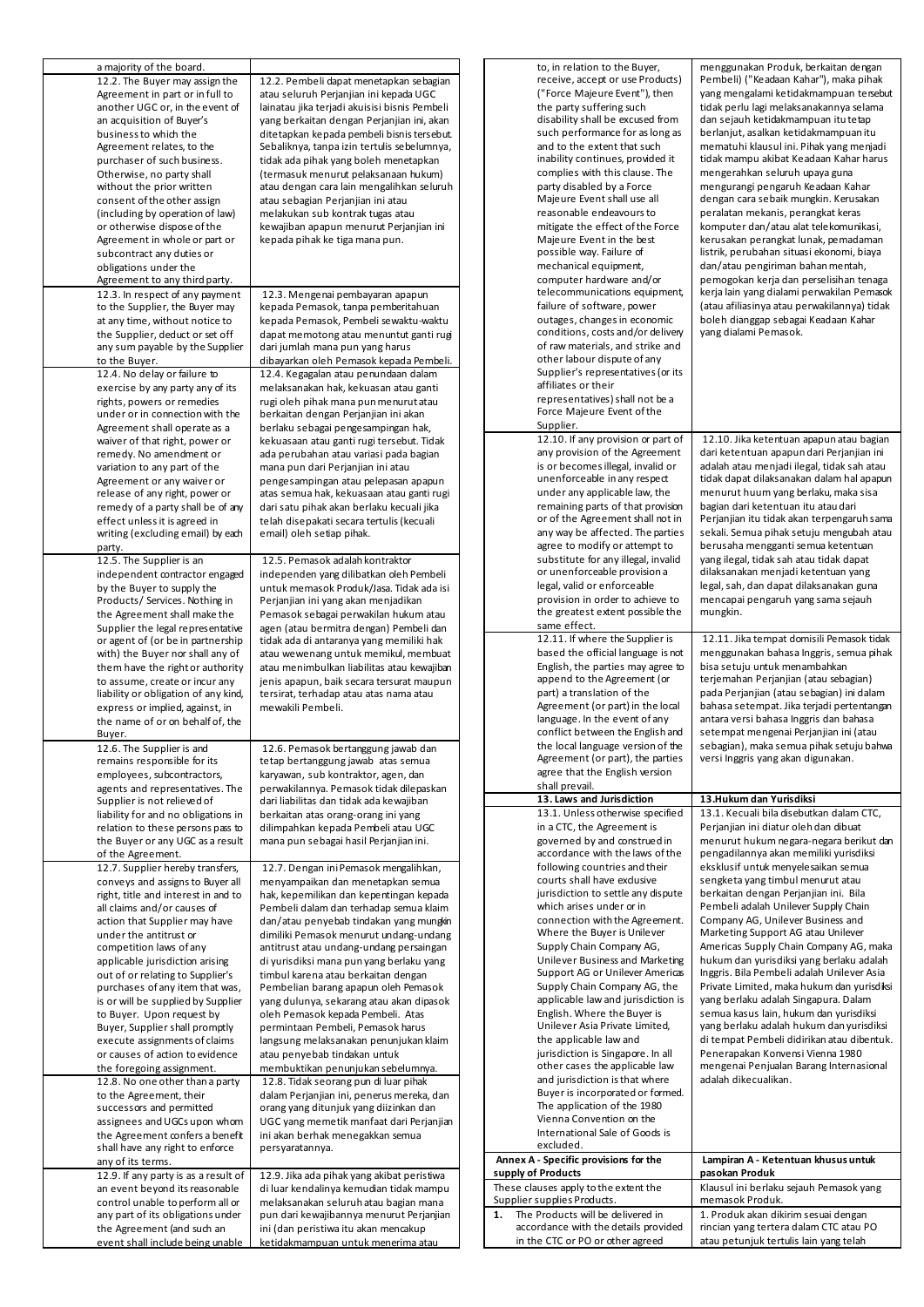| | |
|---|---|
| a majority of the board. | |
| 12.2. The Buyer may assign the Agreement in part or in full to another UGC or, in the event of an acquisition of Buyer's business to which the Agreement relates, to the purchaser of such business. Otherwise, no party shall without the prior written consent of the other assign (including by operation of law) or otherwise dispose of the Agreement in whole or part or subcontract any duties or obligations under the Agreement to any third party. | 12.2. Pembeli dapat menetapkan sebagian atau seluruh Perjanjian ini kepada UGC lainatau jika terjadi akuisisi bisnis Pembeli yang berkaitan dengan Perjanjian ini, akan ditetapkan kepada pembeli bisnis tersebut. Sebaliknya, tanpa izin tertulis sebelumnya, tidak ada pihak yang boleh menetapkan (termasuk menurut pelaksanaan hukum) atau dengan cara lain mengalihkan seluruh atau sebagian Perjanjian ini atau melakukan sub kontrak tugas atau kewajiban apapun menurut Perjanjian ini kepada pihak ke tiga mana pun. |
| 12.3. In respect of any payment to the Supplier, the Buyer may at any time, without notice to the Supplier, deduct or set off any sum payable by the Supplier to the Buyer. | 12.3. Mengenai pembayaran apapun kepada Pemasok, tanpa pemberitahuan kepada Pemasok, Pembeli sewaktu-waktu dapat memotong atau menuntut ganti rugi dari jumlah mana pun yang harus dibayarkan oleh Pemasok kepada Pembeli. |
| 12.4. No delay or failure to exercise by any party any of its rights, powers or remedies under or in connection with the Agreement shall operate as a waiver of that right, power or remedy. No amendment or variation to any part of the Agreement or any waiver or release of any right, power or remedy of a party shall be of any effect unless it is agreed in writing (excluding email) by each party. | 12.4. Kegagalan atau penundaan dalam melaksanakan hak, kekuasan atau ganti rugi oleh pihak mana pun menurut atau berkaitan dengan Perjanjian ini akan berlaku sebagai pengesampingan hak, kekuasaan atau ganti rugi tersebut. Tidak ada perubahan atau variasi pada bagian mana pun dari Perjanjian ini atau pengesampingan atau pelepasan apapun atas semua hak, kekuasaan atau ganti rugi dari satu pihak akan berlaku kecuali jika telah disepakati secara tertulis (kecuali email) oleh setiap pihak. |
| 12.5. The Supplier is an independent contractor engaged by the Buyer to supply the Products/ Services. Nothing in the Agreement shall make the Supplier the legal representative or agent of (or be in partnership with) the Buyer nor shall any of them have the right or authority to assume, create or incur any liability or obligation of any kind, express or implied, against, in the name of or on behalf of, the Buyer. | 12.5. Pemasok adalah kontraktor independen yang dilibatkan oleh Pembeli untuk memasok Produk/Jasa. Tidak ada isi Perjanjian ini yang akan menjadikan Pemasok sebagai perwakilan hukum atau agen (atau bermitra dengan) Pembeli dan tidak ada di antaranya yang memiliki hak atau wewenang untuk memikul, membuat atau menimbulkan liabilitas atau kewajiban jenis apapun, baik secara tersurat maupun tersirat, terhadap atau atas nama atau mewakili Pembeli. |
| 12.6. The Supplier is and remains responsible for its employees, subcontractors, agents and representatives. The Supplier is not relieved of liability for and no obligations in relation to these persons pass to the Buyer or any UGC as a result of the Agreement. | 12.6. Pemasok bertanggung jawab dan tetap bertanggung jawab atas semua karyawan, sub kontraktor, agen, dan perwakilannya. Pemasok tidak dilepaskan dari liabilitas dan tidak ada kewajiban berkaitan atas orang-orang ini yang dilimpahkan kepada Pembeli atau UGC mana pun sebagai hasil Perjanjian ini. |
| 12.7. Supplier hereby transfers, conveys and assigns to Buyer all right, title and interest in and to all claims and/or causes of action that Supplier may have under the antitrust or competition laws of any applicable jurisdiction arising out of or relating to Supplier's purchases of any item that was, is or will be supplied by Supplier to Buyer. Upon request by Buyer, Supplier shall promptly execute assignments of claims or causes of action to evidence the foregoing assignment. | 12.7. Dengan ini Pemasok mengalihkan, menyampaikan dan menetapkan semua hak, kepemilikan dan kepentingan kepada Pembeli dalam dan terhadap semua klaim dan/atau penyebab tindakan yang mungkin dimiliki Pemasok menurut undang-undang antitrust atau undang-undang persaingan di yurisdiksi mana pun yang berlaku yang timbul karena atau berkaitan dengan Pembelian barang apapun oleh Pemasok yang dulunya, sekarang atau akan dipasok oleh Pemasok kepada Pembeli. Atas permintaan Pembeli, Pemasok harus langsung melaksanakan penunjukan klaim atau penyebab tindakan untuk membuktikan penunjukan sebelumnya. |
| 12.8. No one other than a party to the Agreement, their successors and permitted assignees and UGCs upon whom the Agreement confers a benefit shall have any right to enforce any of its terms. | 12.8. Tidak seorang pun di luar pihak dalam Perjanjian ini, penerus mereka, dan orang yang ditunjuk dan diizinkan dan UGC yang memetik manfaat dari Perjanjian ini akan berhak menegakkan semua persyaratannya. |
| 12.9. If any party is as a result of an event beyond its reasonable control unable to perform all or any part of its obligations under the Agreement (and such an event shall include being unable to, in relation to the Buyer, receive, accept or use Products) ("Force Majeure Event"), then the party suffering such disability shall be excused from such performance for as long as and to the extent that such inability continues, provided it complies with this clause. The party disabled by a Force Majeure Event shall use all reasonable endeavours to mitigate the effect of the Force Majeure Event in the best possible way. Failure of mechanical equipment, computer hardware and/or telecommunications equipment, failure of software, power outages, changes in economic conditions, costs and/or delivery of raw materials, and strike and other labour dispute of any Supplier's representatives (or its affiliates or their representatives) shall not be a Force Majeure Event of the Supplier. | 12.9. Jika ada pihak yang akibat peristiwa di luar kendalinya kemudian tidak mampu melaksanakan seluruh atau bagian mana pun dari kewajibannya menurut Perjanjian ini (dan peristiwa itu akan mencakup ketidakmampuan untuk menerima atau menggunakan Produk, berkaitan dengan Pembeli) ("Keadaan Kahar"), maka pihak yang mengalami ketidakmampuan tersebut tidak perlu lagi melaksanakannya selama dan sejauh ketidakmampuan itu tetap berlanjut, asalkan ketidakmampuan itu mematuhi klausul ini. Pihak yang menjadi tidak mampu akibat Keadaan Kahar harus mengerahkan seluruh upaya guna mengurangi pengaruh Keadaan Kahar dengan cara sebaik mungkin. Kerusakan peralatan mekanis, perangkat keras komputer dan/atau alat telekomunikasi, kerusakan perangkat lunak, pemadaman listrik, perubahan situasi ekonomi, biaya dan/atau pengiriman bahan mentah, pemogokan kerja dan perselisihan tenaga kerja lain yang dialami perwakilan Pemasok (atau afiliasinya atau perwakilannya) tidak boleh dianggap sebagai Keadaan Kahar yang dialami Pemasok. |
| 12.10. If any provision or part of any provision of the Agreement is or becomes illegal, invalid or unenforceable in any respect under any applicable law, the remaining parts of that provision or of the Agreement shall not in any way be affected. The parties agree to modify or attempt to substitute for any illegal, invalid or unenforceable provision a legal, valid or enforceable provision in order to achieve to the greatest extent possible the same effect. | 12.10. Jika ketentuan apapun atau bagian dari ketentuan apapun dari Perjanjian ini adalah atau menjadi ilegal, tidak sah atau tidak dapat dilaksanakan dalam hal apapun menurut hukum yang berlaku, maka sisa bagian dari ketentuan itu atau dari Perjanjian itu tidak akan terpengaruh sama sekali. Semua pihak setuju mengubah atau berusaha mengganti semua ketentuan yang ilegal, tidak sah atau tidak dapat dilaksanakan menjadi ketentuan yang legal, sah, dan dapat dilaksanakan guna mencapai pengaruh yang sama sejauh mungkin. |
| 12.11. If where the Supplier is based the official language is not English, the parties may agree to append to the Agreement (or part) a translation of the Agreement (or part) in the local language. In the event of any conflict between the English and the local language version of the Agreement (or part), the parties agree that the English version shall prevail. | 12.11. Jika tempat domisili Pemasok tidak menggunakan bahasa Inggris, semua pihak bisa setuju untuk menambahkan terjemahan Perjanjian (atau sebagian) pada Perjanjian (atau sebagian) ini dalam bahasa setempat. Jika terjadi pertentangan antara versi bahasa Inggris dan bahasa setempat mengenai Perjanjian ini (atau sebagian), maka semua pihak setuju bahwa versi Inggris yang akan digunakan. |
| **13. Laws and Jurisdiction** | **13.Hukum dan Yurisdiksi** |
| 13.1. Unless otherwise specified in a CTC, the Agreement is governed by and construed in accordance with the laws of the following countries and their courts shall have exclusive jurisdiction to settle any dispute which arises under or in connection with the Agreement. Where the Buyer is Unilever Supply Chain Company AG, Unilever Business and Marketing Support AG or Unilever Americas Supply Chain Company AG, the applicable law and jurisdiction is English. Where the Buyer is Unilever Asia Private Limited, the applicable law and jurisdiction is Singapore. In all other cases the applicable law and jurisdiction is that where Buyer is incorporated or formed. The application of the 1980 Vienna Convention on the International Sale of Goods is excluded. | 13.1. Kecuali bila disebutkan dalam CTC, Perjanjian ini diatur oleh dan dibuat menurut hukum negara-negara berikut dan pengadilannya akan memiliki yurisdiksi eksklusif untuk menyelesaikan semua sengketa yang timbul menurut atau berkaitan dengan Perjanjian ini. Bila Pembeli adalah Unilever Supply Chain Company AG, Unilever Business and Marketing Support AG atau Unilever Americas Supply Chain Company AG, maka hukum dan yurisdiksi yang berlaku adalah Inggris. Bila Pembeli adalah Unilever Asia Private Limited, maka hukum dan yurisdiksi yang berlaku adalah Singapura. Dalam semua kasus lain, hukum dan yurisdiksi yang berlaku adalah hukum dan yurisdiksi di tempat Pembeli didirikan atau dibentuk. Penerapakan Konvensi Vienna 1980 mengenai Penjualan Barang Internasional adalah dikecualikan. |
| **Annex A - Specific provisions for the supply of Products** | **Lampiran A - Ketentuan khusus untuk pasokan Produk** |
| These clauses apply to the extent the Supplier supplies Products. | Klausul ini berlaku sejauh Pemasok yang memasok Produk. |
| 1. The Products will be delivered in accordance with the details provided in the CTC or PO or other agreed | 1. Produk akan dikirim sesuai dengan rincian yang tertera dalam CTC atau PO atau petunjuk tertulis lain yang telah |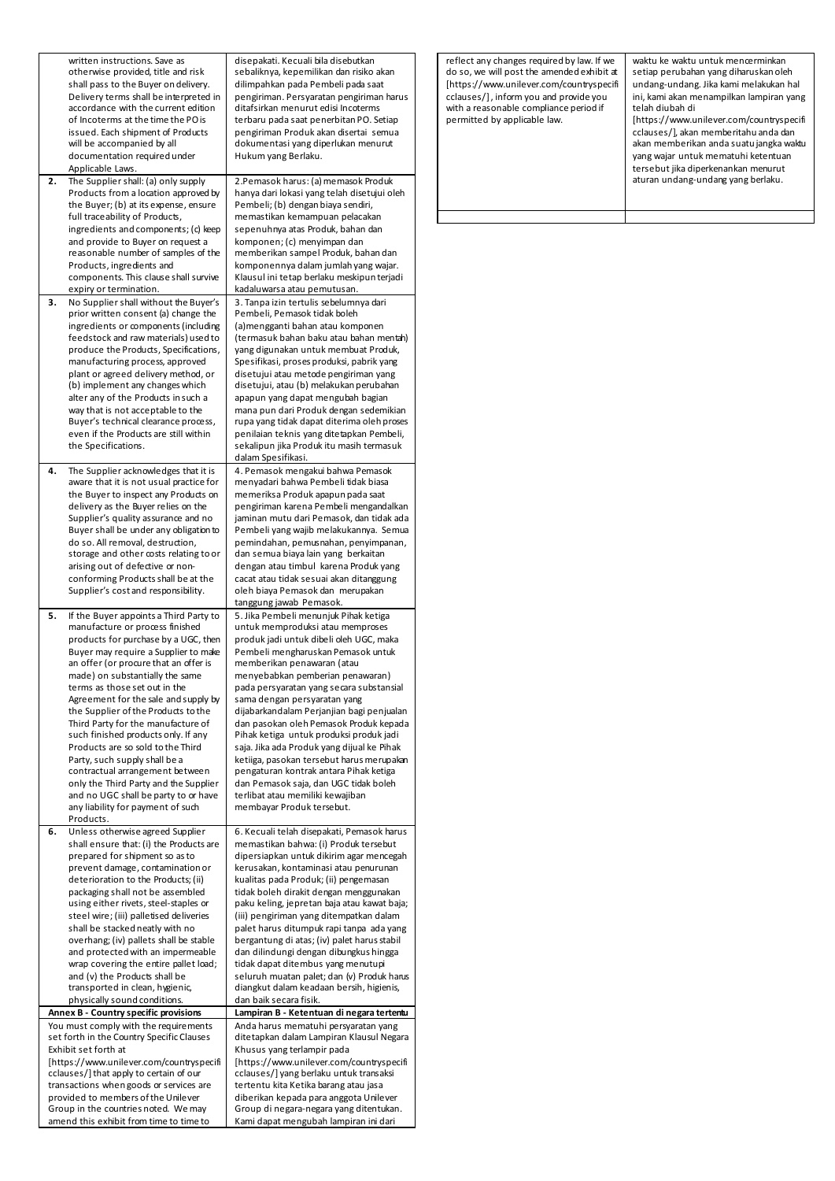| | |
|---|---|
| written instructions. Save as otherwise provided, title and risk shall pass to the Buyer on delivery. Delivery terms shall be interpreted in accordance with the current edition of Incoterms at the time the PO is issued. Each shipment of Products will be accompanied by all documentation required under Applicable Laws. | disepakati. Kecuali bila disebutkan sebaliknya, kepemilikan dan risiko akan dilimpahkan pada Pembeli pada saat pengiriman. Persyaratan pengiriman harus ditafsirkan menurut edisi Incoterms terbaru pada saat penerbitan PO. Setiap pengiriman Produk akan disertai semua dokumentasi yang diperlukan menurut Hukum yang Berlaku. |
| **2.** The Supplier shall: (a) only supply Products from a location approved by the Buyer; (b) at its expense, ensure full traceability of Products, ingredients and components; (c) keep and provide to Buyer on request a reasonable number of samples of the Products, ingredients and components. This clause shall survive expiry or termination. | 2.Pemasok harus: (a) memasok Produk hanya dari lokasi yang telah disetujui oleh Pembeli; (b) dengan biaya sendiri, memastikan kemampuan pelacakan sepenuhnya atas Produk, bahan dan komponen; (c) menyimpan dan memberikan sampel Produk, bahan dan komponennya dalam jumlah yang wajar. Klausul ini tetap berlaku meskipun terjadi kadaluwarsa atau pemutusan. |
| **3.** No Supplier shall without the Buyer's prior written consent (a) change the ingredients or components (including feedstock and raw materials) used to produce the Products, Specifications, manufacturing process, approved plant or agreed delivery method, or (b) implement any changes which alter any of the Products in such a way that is not acceptable to the Buyer's technical clearance process, even if the Products are still within the Specifications. | 3. Tanpa izin tertulis sebelumnya dari Pembeli, Pemasok tidak boleh (a)mengganti bahan atau komponen (termasuk bahan baku atau bahan mentah) yang digunakan untuk membuat Produk, Spesifikasi, proses produksi, pabrik yang disetujui atau metode pengiriman yang disetujui, atau (b) melakukan perubahan apapun yang dapat mengubah bagian mana pun dari Produk dengan sedemikian rupa yang tidak dapat diterima oleh proses penilaian teknis yang ditetapkan Pembeli, sekalipun jika Produk itu masih termasuk dalam Spesifikasi. |
| **4.** The Supplier acknowledges that it is aware that it is not usual practice for the Buyer to inspect any Products on delivery as the Buyer relies on the Supplier's quality assurance and no Buyer shall be under any obligation to do so. All removal, destruction, storage and other costs relating to or arising out of defective or non-conforming Products shall be at the Supplier's cost and responsibility. | 4. Pemasok mengakui bahwa Pemasok menyadari bahwa Pembeli tidak biasa memeriksa Produk apapun pada saat pengiriman karena Pembeli mengandalkan jaminan mutu dari Pemasok, dan tidak ada Pembeli yang wajib melakukannya. Semua pemindahan, pemusnahan, penyimpanan, dan semua biaya lain yang berkaitan dengan atau timbul karena Produk yang cacat atau tidak sesuai akan ditanggung oleh biaya Pemasok dan merupakan tanggung jawab Pemasok. |
| **5.** If the Buyer appoints a Third Party to manufacture or process finished products for purchase by a UGC, then Buyer may require a Supplier to make an offer (or procure that an offer is made) on substantially the same terms as those set out in the Agreement for the sale and supply by the Supplier of the Products to the Third Party for the manufacture of such finished products only. If any Products are so sold to the Third Party, such supply shall be a contractual arrangement between only the Third Party and the Supplier and no UGC shall be party to or have any liability for payment of such Products. | 5. Jika Pembeli menunjuk Pihak ketiga untuk memproduksi atau memproses produk jadi untuk dibeli oleh UGC, maka Pembeli mengharuskan Pemasok untuk memberikan penawaran (atau menyebabkan pemberian penawaran) pada persyaratan yang secara substansial sama dengan persyaratan yang dijabarkandalam Perjanjian bagi penjualan dan pasokan oleh Pemasok Produk kepada Pihak ketiga untuk produksi produk jadi saja. Jika ada Produk yang dijual ke Pihak ketiga, pasokan tersebut harus merupakan pengaturan kontrak antara Pihak ketiga dan Pemasok saja, dan UGC tidak boleh terlibat atau memiliki kewajiban membayar Produk tersebut. |
| **6.** Unless otherwise agreed Supplier shall ensure that: (i) the Products are prepared for shipment so as to prevent damage, contamination or deterioration to the Products; (ii) packaging shall not be assembled using either rivets, steel-staples or steel wire; (iii) palletised deliveries shall be stacked neatly with no overhang; (iv) pallets shall be stable and protected with an impermeable wrap covering the entire pallet load; and (v) the Products shall be transported in clean, hygienic, physically sound conditions. | 6. Kecuali telah disepakati, Pemasok harus memastikan bahwa: (i) Produk tersebut dipersiapkan untuk dikirim agar mencegah kerusakan, kontaminasi atau penurunan kualitas pada Produk; (ii) pengemasan tidak boleh dirakit dengan menggunakan paku keling, jepretan baja atau kawat baja; (iii) pengiriman yang ditempatkan dalam palet harus ditumpuk rapi tanpa ada yang bergantung di atas; (iv) palet harus stabil dan dilindungi dengan dibungkus hingga tidak dapat ditembus yang menutupi seluruh muatan palet; dan (v) Produk harus diangkut dalam keadaan bersih, higienis, dan baik secara fisik. |
| **Annex B - Country specific provisions** | **Lampiran B - Ketentuan di negara tertentu** |
| You must comply with the requirements set forth in the Country Specific Clauses Exhibit set forth at [https://www.unilever.com/countryspecificclauses/] that apply to certain of our transactions when goods or services are provided to members of the Unilever Group in the countries noted. We may amend this exhibit from time to time to reflect any changes required by law. If we do so, we will post the amended exhibit at [https://www.unilever.com/countryspecificclauses/], inform you and provide you with a reasonable compliance period if permitted by applicable law. | Anda harus mematuhi persyaratan yang ditetapkan dalam Lampiran Klausul Negara Khusus yang terlampir pada [https://www.unilever.com/countryspecificclauses/] yang berlaku untuk transaksi tertentu kita Ketika barang atau jasa diberikan kepada para anggota Unilever Group di negara-negara yang ditentukan. Kami dapat mengubah lampiran ini dari waktu ke waktu untuk mencerminkan setiap perubahan yang diharuskan oleh undang-undang. Jika kami melakukan hal ini, kami akan menampilkan lampiran yang telah diubah di [https://www.unilever.com/countryspecificclauses/], akan memberitahu anda dan akan memberikan anda suatu jangka waktu yang wajar untuk mematuhi ketentuan tersebut jika diperkenankan menurut aturan undang-undang yang berlaku. |